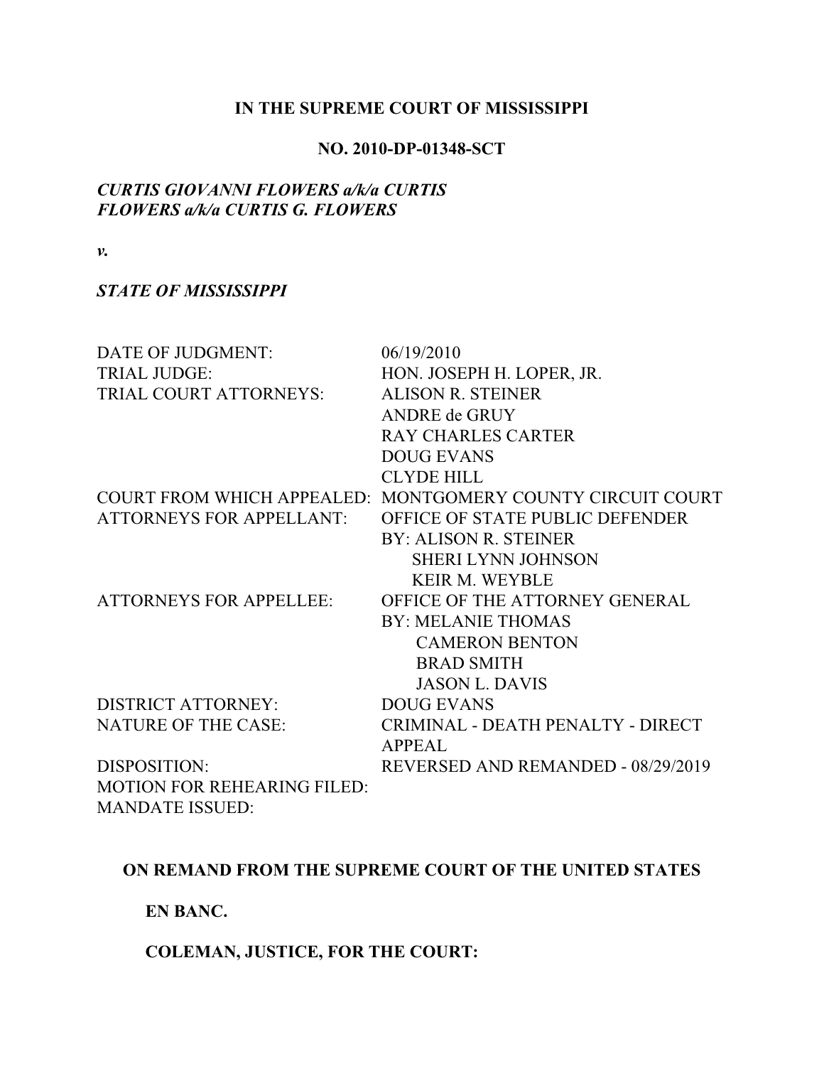**IN THE SUPREME COURT OF MISSISSIPPI**

**NO. 2010-DP-01348-SCT**

***CURTIS GIOVANNI FLOWERS a/k/a CURTIS FLOWERS a/k/a CURTIS G. FLOWERS***

***v.***

***STATE OF MISSISSIPPI***

| | |
|---|---|
| DATE OF JUDGMENT: | 06/19/2010 |
| TRIAL JUDGE: | HON. JOSEPH H. LOPER, JR. |
| TRIAL COURT ATTORNEYS: | ALISON R. STEINER<br>ANDRE de GRUY<br>RAY CHARLES CARTER<br>DOUG EVANS<br>CLYDE HILL |
| COURT FROM WHICH APPEALED: | MONTGOMERY COUNTY CIRCUIT COURT |
| ATTORNEYS FOR APPELLANT: | OFFICE OF STATE PUBLIC DEFENDER<br>BY: ALISON R. STEINER<br>SHERI LYNN JOHNSON<br>KEIR M. WEYBLE |
| ATTORNEYS FOR APPELLEE: | OFFICE OF THE ATTORNEY GENERAL<br>BY: MELANIE THOMAS<br>CAMERON BENTON<br>BRAD SMITH<br>JASON L. DAVIS |
| DISTRICT ATTORNEY: | DOUG EVANS |
| NATURE OF THE CASE: | CRIMINAL - DEATH PENALTY - DIRECT APPEAL |
| DISPOSITION: | REVERSED AND REMANDED - 08/29/2019 |
| MOTION FOR REHEARING FILED: | |
| MANDATE ISSUED: | |

**ON REMAND FROM THE SUPREME COURT OF THE UNITED STATES**

**EN BANC.**

**COLEMAN, JUSTICE, FOR THE COURT:**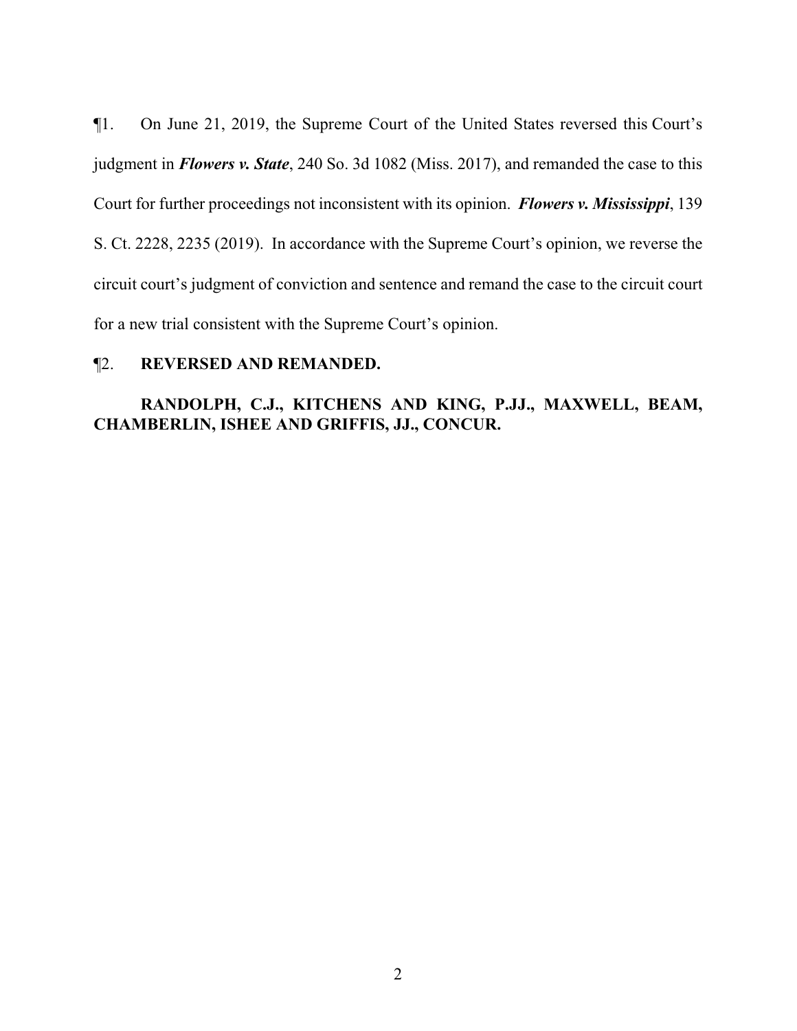¶1. On June 21, 2019, the Supreme Court of the United States reversed this Court's judgment in ***Flowers v. State***, 240 So. 3d 1082 (Miss. 2017), and remanded the case to this Court for further proceedings not inconsistent with its opinion. ***Flowers v. Mississippi***, 139 S. Ct. 2228, 2235 (2019). In accordance with the Supreme Court's opinion, we reverse the circuit court's judgment of conviction and sentence and remand the case to the circuit court for a new trial consistent with the Supreme Court's opinion.

¶2. **REVERSED AND REMANDED.**

**RANDOLPH, C.J., KITCHENS AND KING, P.JJ., MAXWELL, BEAM, CHAMBERLIN, ISHEE AND GRIFFIS, JJ., CONCUR.**